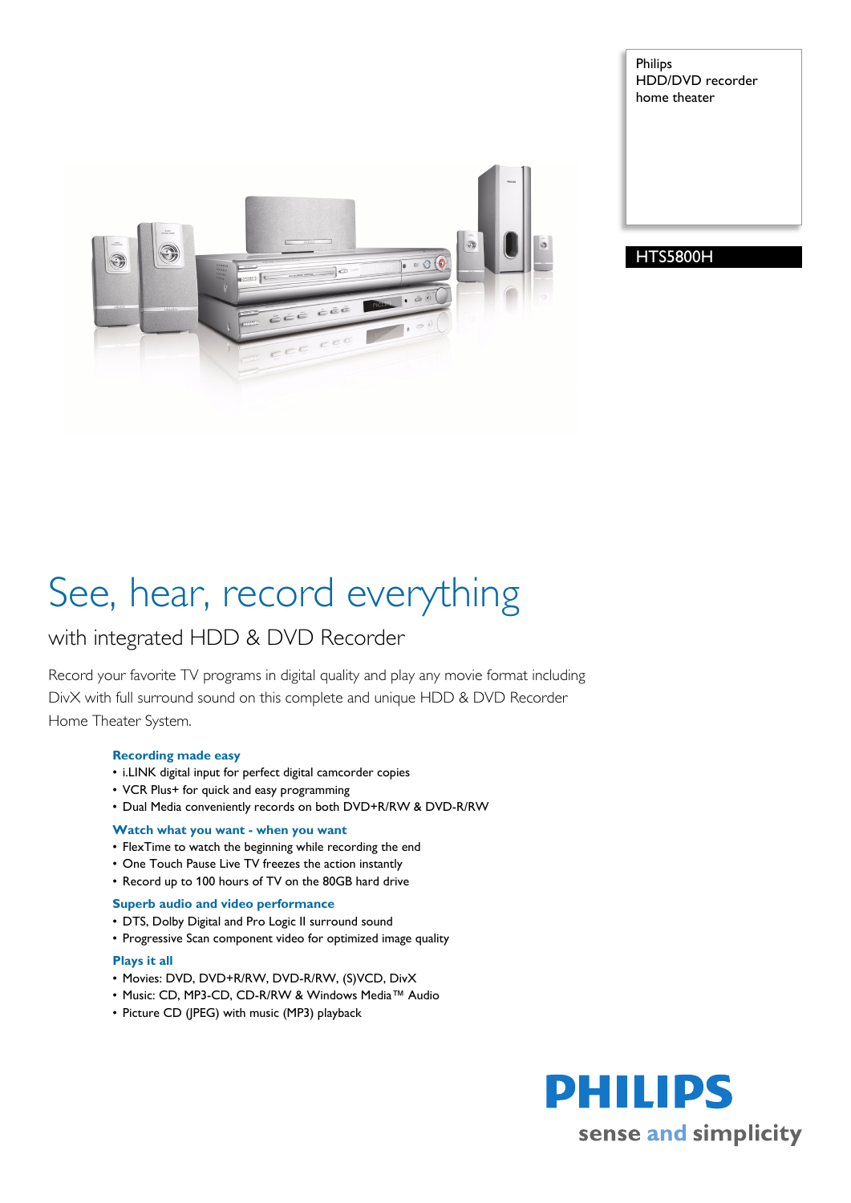Philips
HDD/DVD recorder
home theater

HTS5800H

# See, hear, record everything

## with integrated HDD & DVD Recorder

Record your favorite TV programs in digital quality and play any movie format including DivX with full surround sound on this complete and unique HDD & DVD Recorder Home Theater System.

### Recording made easy

- i.LINK digital input for perfect digital camcorder copies
- VCR Plus+ for quick and easy programming
- Dual Media conveniently records on both DVD+R/RW & DVD-R/RW

### Watch what you want - when you want

- FlexTime to watch the beginning while recording the end
- One Touch Pause Live TV freezes the action instantly
- Record up to 100 hours of TV on the 80GB hard drive

### Superb audio and video performance

- DTS, Dolby Digital and Pro Logic II surround sound
- Progressive Scan component video for optimized image quality

### Plays it all

- Movies: DVD, DVD+R/RW, DVD-R/RW, (S)VCD, DivX
- Music: CD, MP3-CD, CD-R/RW & Windows Media™ Audio
- Picture CD (JPEG) with music (MP3) playback

PHILIPS
sense and simplicity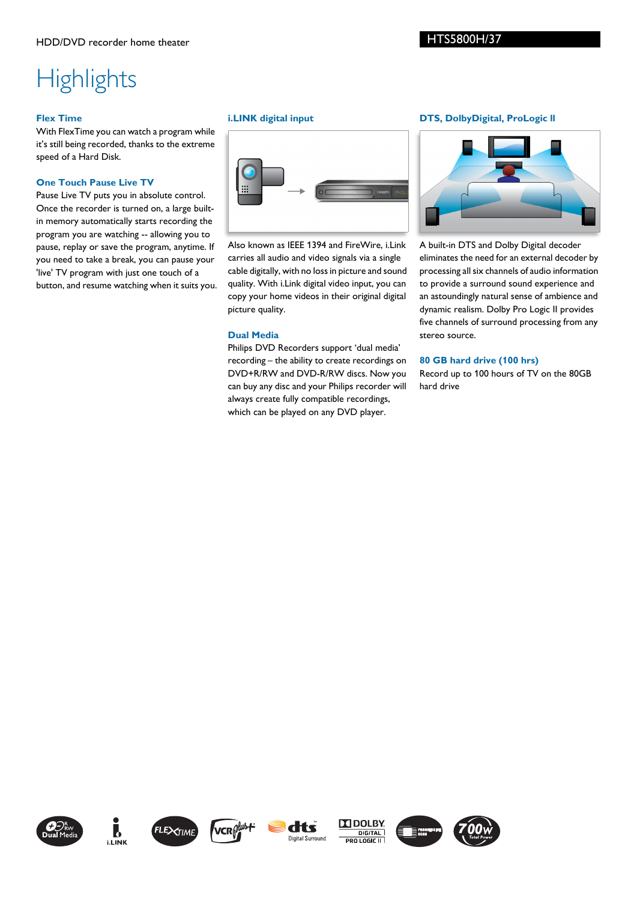HDD/DVD recorder home theater

HTS5800H/37

# Highlights

### Flex Time

With FlexTime you can watch a program while it's still being recorded, thanks to the extreme speed of a Hard Disk.

### One Touch Pause Live TV

Pause Live TV puts you in absolute control. Once the recorder is turned on, a large built-in memory automatically starts recording the program you are watching -- allowing you to pause, replay or save the program, anytime. If you need to take a break, you can pause your 'live' TV program with just one touch of a button, and resume watching when it suits you.

### i.LINK digital input

Also known as IEEE 1394 and FireWire, i.Link carries all audio and video signals via a single cable digitally, with no loss in picture and sound quality. With i.Link digital video input, you can copy your home videos in their original digital picture quality.

### Dual Media

Philips DVD Recorders support 'dual media' recording – the ability to create recordings on DVD+R/RW and DVD-R/RW discs. Now you can buy any disc and your Philips recorder will always create fully compatible recordings, which can be played on any DVD player.

### DTS, DolbyDigital, ProLogic II

A built-in DTS and Dolby Digital decoder eliminates the need for an external decoder by processing all six channels of audio information to provide a surround sound experience and an astoundingly natural sense of ambience and dynamic realism. Dolby Pro Logic II provides five channels of surround processing from any stereo source.

### 80 GB hard drive (100 hrs)

Record up to 100 hours of TV on the 80GB hard drive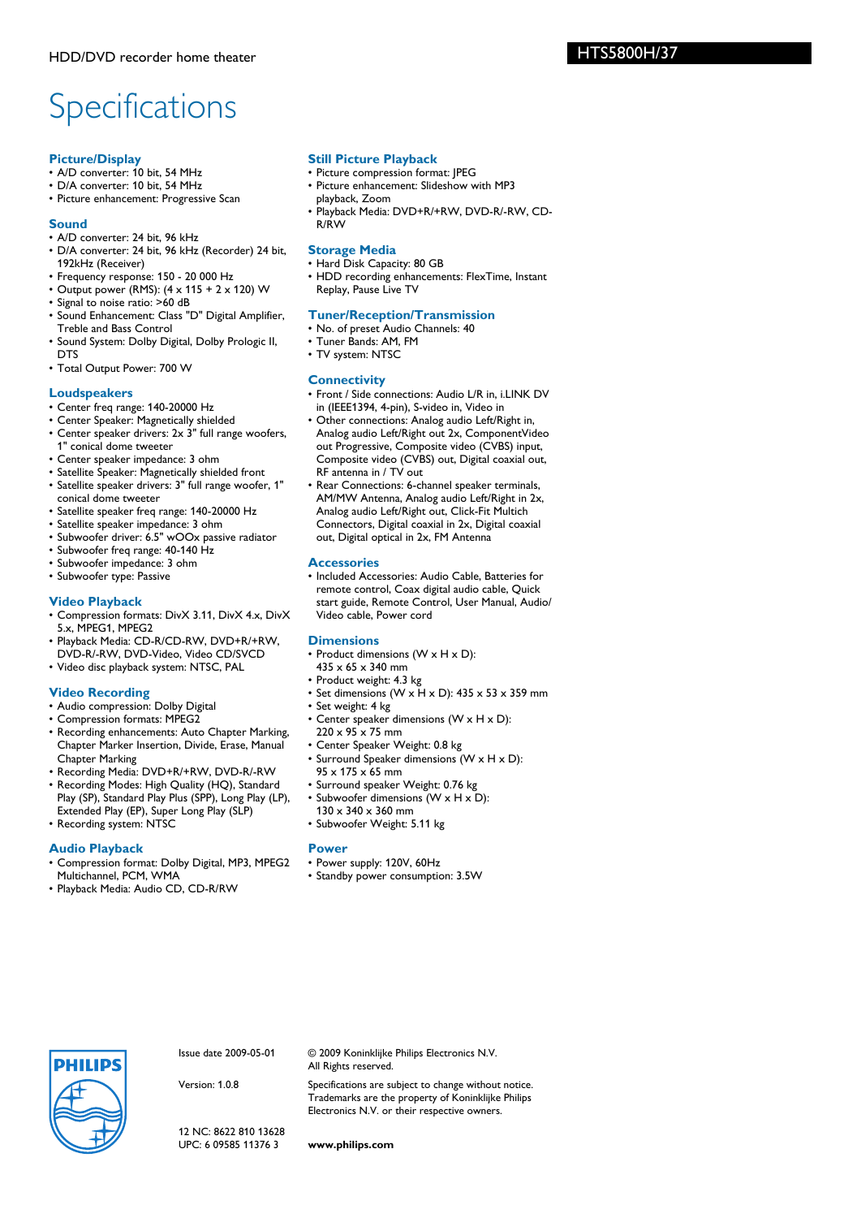HDD/DVD recorder home theater

HTS5800H/37

# Specifications

## Picture/Display

- A/D converter: 10 bit, 54 MHz
- D/A converter: 10 bit, 54 MHz
- Picture enhancement: Progressive Scan

## Sound

- A/D converter: 24 bit, 96 kHz
- D/A converter: 24 bit, 96 kHz (Recorder) 24 bit, 192kHz (Receiver)
- Frequency response: 150 - 20 000 Hz
- Output power (RMS): (4 x 115 + 2 x 120) W
- Signal to noise ratio: >60 dB
- Sound Enhancement: Class "D" Digital Amplifier, Treble and Bass Control
- Sound System: Dolby Digital, Dolby Prologic II, DTS
- Total Output Power: 700 W

## Loudspeakers

- Center freq range: 140-20000 Hz
- Center Speaker: Magnetically shielded
- Center speaker drivers: 2x 3" full range woofers, 1" conical dome tweeter
- Center speaker impedance: 3 ohm
- Satellite Speaker: Magnetically shielded front
- Satellite speaker drivers: 3" full range woofer, 1" conical dome tweeter
- Satellite speaker freq range: 140-20000 Hz
- Satellite speaker impedance: 3 ohm
- Subwoofer driver: 6.5" wOOx passive radiator
- Subwoofer freq range: 40-140 Hz
- Subwoofer impedance: 3 ohm
- Subwoofer type: Passive

## Video Playback

- Compression formats: DivX 3.11, DivX 4.x, DivX 5.x, MPEG1, MPEG2
- Playback Media: CD-R/CD-RW, DVD+R/+RW, DVD-R/-RW, DVD-Video, Video CD/SVCD
- Video disc playback system: NTSC, PAL

## Video Recording

- Audio compression: Dolby Digital
- Compression formats: MPEG2
- Recording enhancements: Auto Chapter Marking, Chapter Marker Insertion, Divide, Erase, Manual Chapter Marking
- Recording Media: DVD+R/+RW, DVD-R/-RW
- Recording Modes: High Quality (HQ), Standard Play (SP), Standard Play Plus (SPP), Long Play (LP), Extended Play (EP), Super Long Play (SLP)
- Recording system: NTSC

## Audio Playback

- Compression format: Dolby Digital, MP3, MPEG2 Multichannel, PCM, WMA
- Playback Media: Audio CD, CD-R/RW

## Still Picture Playback

- Picture compression format: JPEG
- Picture enhancement: Slideshow with MP3 playback, Zoom
- Playback Media: DVD+R/+RW, DVD-R/-RW, CD-R/RW

## Storage Media

- Hard Disk Capacity: 80 GB
- HDD recording enhancements: FlexTime, Instant Replay, Pause Live TV

## Tuner/Reception/Transmission

- No. of preset Audio Channels: 40
- Tuner Bands: AM, FM
- TV system: NTSC

## Connectivity

- Front / Side connections: Audio L/R in, i.LINK DV in (IEEE1394, 4-pin), S-video in, Video in
- Other connections: Analog audio Left/Right in, Analog audio Left/Right out 2x, ComponentVideo out Progressive, Composite video (CVBS) input, Composite video (CVBS) out, Digital coaxial out, RF antenna in / TV out
- Rear Connections: 6-channel speaker terminals, AM/MW Antenna, Analog audio Left/Right in 2x, Analog audio Left/Right out, Click-Fit Multich Connectors, Digital coaxial in 2x, Digital coaxial out, Digital optical in 2x, FM Antenna

## Accessories

- Included Accessories: Audio Cable, Batteries for remote control, Coax digital audio cable, Quick start guide, Remote Control, User Manual, Audio/ Video cable, Power cord

## Dimensions

- Product dimensions (W x H x D): 435 x 65 x 340 mm
- Product weight: 4.3 kg
- Set dimensions (W x H x D): 435 x 53 x 359 mm
- Set weight: 4 kg
- Center speaker dimensions (W x H x D): 220 x 95 x 75 mm
- Center Speaker Weight: 0.8 kg
- Surround Speaker dimensions (W x H x D): 95 x 175 x 65 mm
- Surround speaker Weight: 0.76 kg
- Subwoofer dimensions (W x H x D): 130 x 340 x 360 mm
- Subwoofer Weight: 5.11 kg

## Power

- Power supply: 120V, 60Hz
- Standby power consumption: 3.5W

Issue date 2009-05-01

Version: 1.0.8

12 NC: 8622 810 13628
UPC: 6 09585 11376 3

© 2009 Koninklijke Philips Electronics N.V.
All Rights reserved.

Specifications are subject to change without notice. Trademarks are the property of Koninklijke Philips Electronics N.V. or their respective owners.

**www.philips.com**